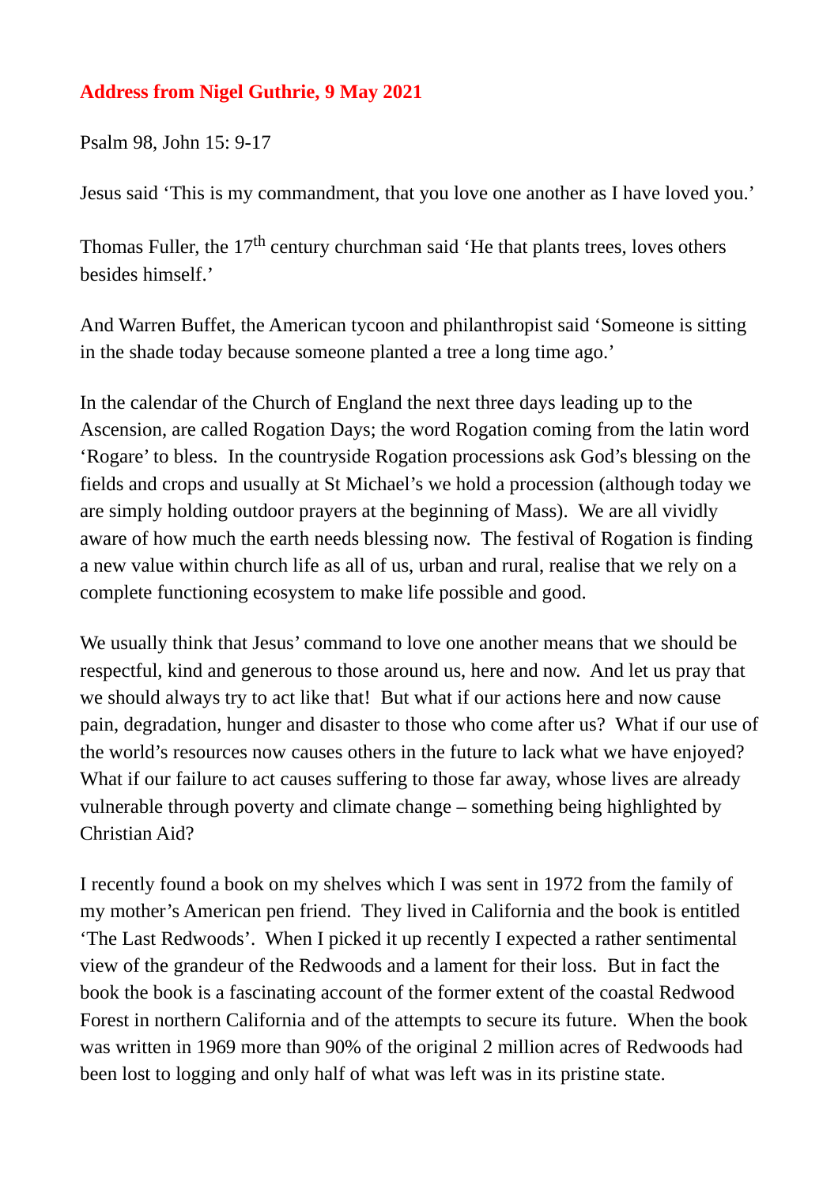**Address from Nigel Guthrie, 9 May 2021**

Psalm 98, John 15: 9-17

Jesus said 'This is my commandment, that you love one another as I have loved you.'

Thomas Fuller, the 17th century churchman said 'He that plants trees, loves others besides himself.'

And Warren Buffet, the American tycoon and philanthropist said 'Someone is sitting in the shade today because someone planted a tree a long time ago.'

In the calendar of the Church of England the next three days leading up to the Ascension, are called Rogation Days; the word Rogation coming from the latin word 'Rogare' to bless. In the countryside Rogation processions ask God's blessing on the fields and crops and usually at St Michael's we hold a procession (although today we are simply holding outdoor prayers at the beginning of Mass). We are all vividly aware of how much the earth needs blessing now. The festival of Rogation is finding a new value within church life as all of us, urban and rural, realise that we rely on a complete functioning ecosystem to make life possible and good.

We usually think that Jesus' command to love one another means that we should be respectful, kind and generous to those around us, here and now. And let us pray that we should always try to act like that! But what if our actions here and now cause pain, degradation, hunger and disaster to those who come after us? What if our use of the world's resources now causes others in the future to lack what we have enjoyed? What if our failure to act causes suffering to those far away, whose lives are already vulnerable through poverty and climate change – something being highlighted by Christian Aid?

I recently found a book on my shelves which I was sent in 1972 from the family of my mother's American pen friend. They lived in California and the book is entitled 'The Last Redwoods'. When I picked it up recently I expected a rather sentimental view of the grandeur of the Redwoods and a lament for their loss. But in fact the book the book is a fascinating account of the former extent of the coastal Redwood Forest in northern California and of the attempts to secure its future. When the book was written in 1969 more than 90% of the original 2 million acres of Redwoods had been lost to logging and only half of what was left was in its pristine state.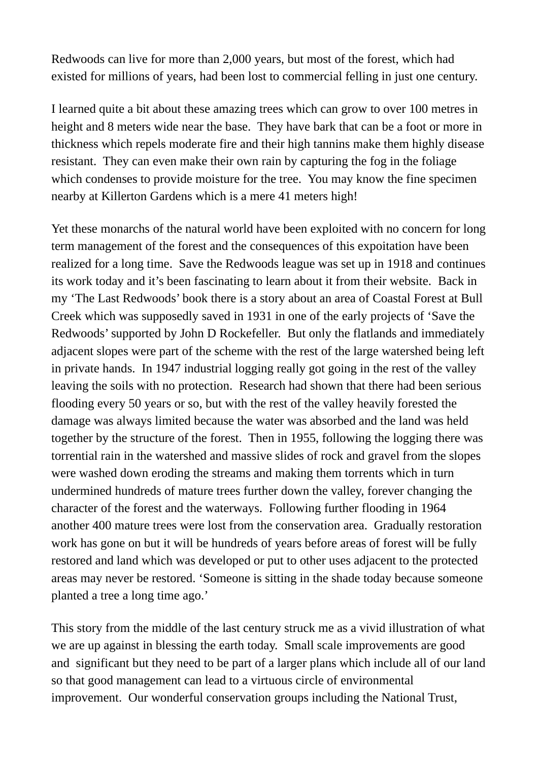Redwoods can live for more than 2,000 years, but most of the forest, which had existed for millions of years, had been lost to commercial felling in just one century.

I learned quite a bit about these amazing trees which can grow to over 100 metres in height and 8 meters wide near the base. They have bark that can be a foot or more in thickness which repels moderate fire and their high tannins make them highly disease resistant. They can even make their own rain by capturing the fog in the foliage which condenses to provide moisture for the tree. You may know the fine specimen nearby at Killerton Gardens which is a mere 41 meters high!

Yet these monarchs of the natural world have been exploited with no concern for long term management of the forest and the consequences of this expoitation have been realized for a long time. Save the Redwoods league was set up in 1918 and continues its work today and it's been fascinating to learn about it from their website. Back in my 'The Last Redwoods' book there is a story about an area of Coastal Forest at Bull Creek which was supposedly saved in 1931 in one of the early projects of 'Save the Redwoods' supported by John D Rockefeller. But only the flatlands and immediately adjacent slopes were part of the scheme with the rest of the large watershed being left in private hands. In 1947 industrial logging really got going in the rest of the valley leaving the soils with no protection. Research had shown that there had been serious flooding every 50 years or so, but with the rest of the valley heavily forested the damage was always limited because the water was absorbed and the land was held together by the structure of the forest. Then in 1955, following the logging there was torrential rain in the watershed and massive slides of rock and gravel from the slopes were washed down eroding the streams and making them torrents which in turn undermined hundreds of mature trees further down the valley, forever changing the character of the forest and the waterways. Following further flooding in 1964 another 400 mature trees were lost from the conservation area. Gradually restoration work has gone on but it will be hundreds of years before areas of forest will be fully restored and land which was developed or put to other uses adjacent to the protected areas may never be restored. 'Someone is sitting in the shade today because someone planted a tree a long time ago.'

This story from the middle of the last century struck me as a vivid illustration of what we are up against in blessing the earth today. Small scale improvements are good and significant but they need to be part of a larger plans which include all of our land so that good management can lead to a virtuous circle of environmental improvement. Our wonderful conservation groups including the National Trust,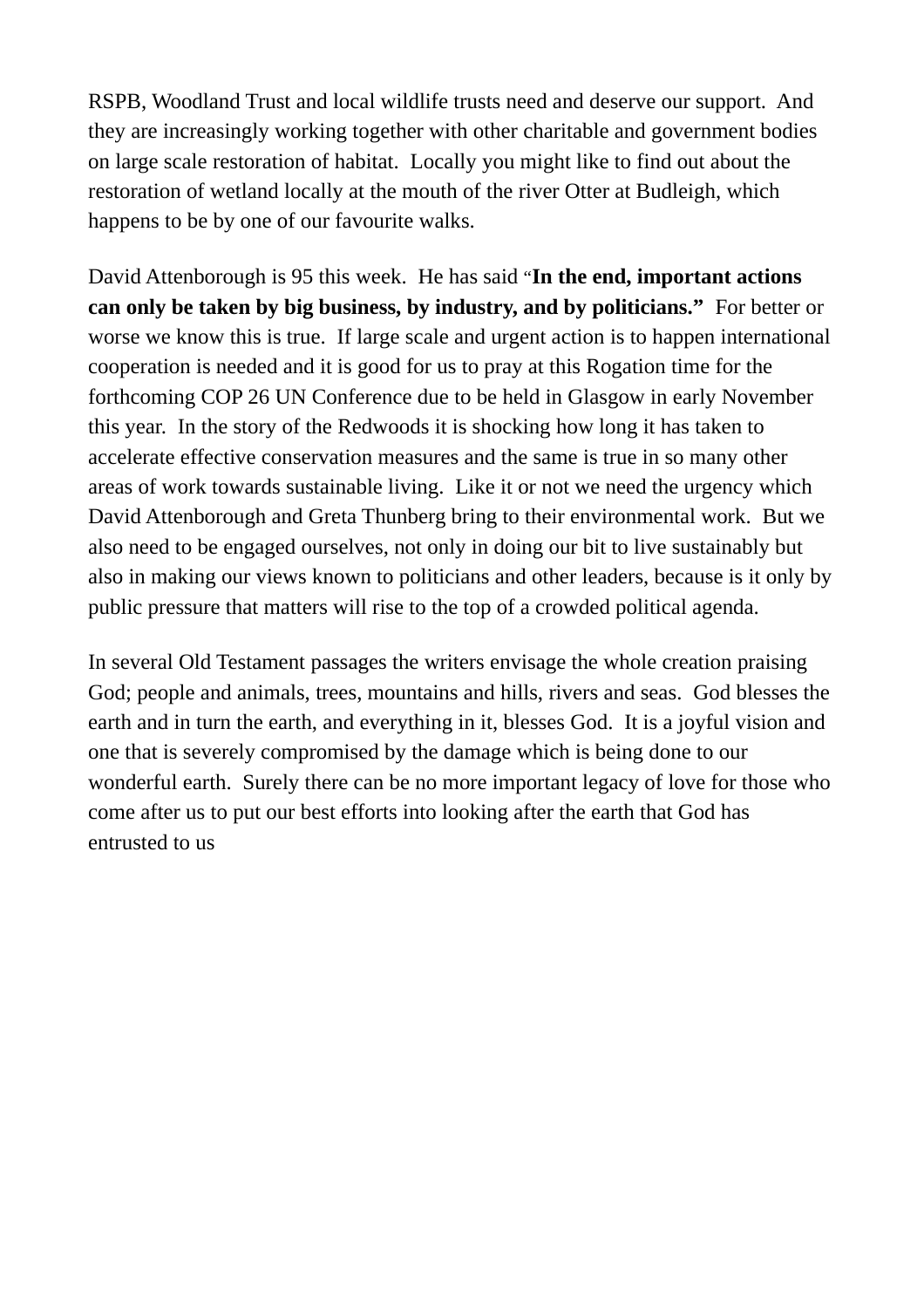RSPB, Woodland Trust and local wildlife trusts need and deserve our support. And they are increasingly working together with other charitable and government bodies on large scale restoration of habitat. Locally you might like to find out about the restoration of wetland locally at the mouth of the river Otter at Budleigh, which happens to be by one of our favourite walks.

David Attenborough is 95 this week. He has said "**In the end, important actions can only be taken by big business, by industry, and by politicians."** For better or worse we know this is true. If large scale and urgent action is to happen international cooperation is needed and it is good for us to pray at this Rogation time for the forthcoming COP 26 UN Conference due to be held in Glasgow in early November this year. In the story of the Redwoods it is shocking how long it has taken to accelerate effective conservation measures and the same is true in so many other areas of work towards sustainable living. Like it or not we need the urgency which David Attenborough and Greta Thunberg bring to their environmental work. But we also need to be engaged ourselves, not only in doing our bit to live sustainably but also in making our views known to politicians and other leaders, because is it only by public pressure that matters will rise to the top of a crowded political agenda.

In several Old Testament passages the writers envisage the whole creation praising God; people and animals, trees, mountains and hills, rivers and seas. God blesses the earth and in turn the earth, and everything in it, blesses God. It is a joyful vision and one that is severely compromised by the damage which is being done to our wonderful earth. Surely there can be no more important legacy of love for those who come after us to put our best efforts into looking after the earth that God has entrusted to us